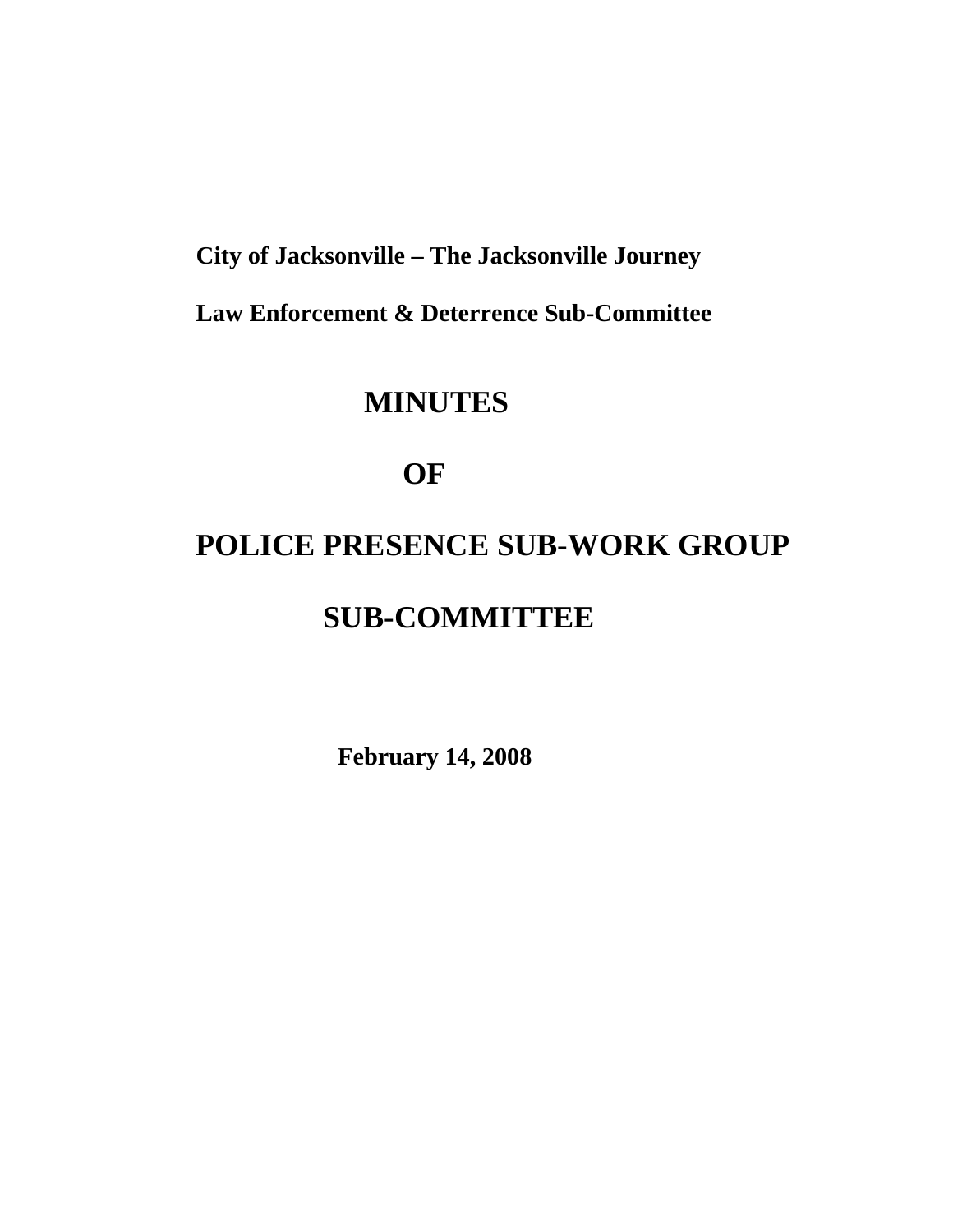**City of Jacksonville – The Jacksonville Journey**

**Law Enforcement & Deterrence Sub-Committee**

# MINUTES

# OF

# POLICE PRESENCE SUB-WORK GROUP

# SUB-COMMITTEE

**February 14, 2008**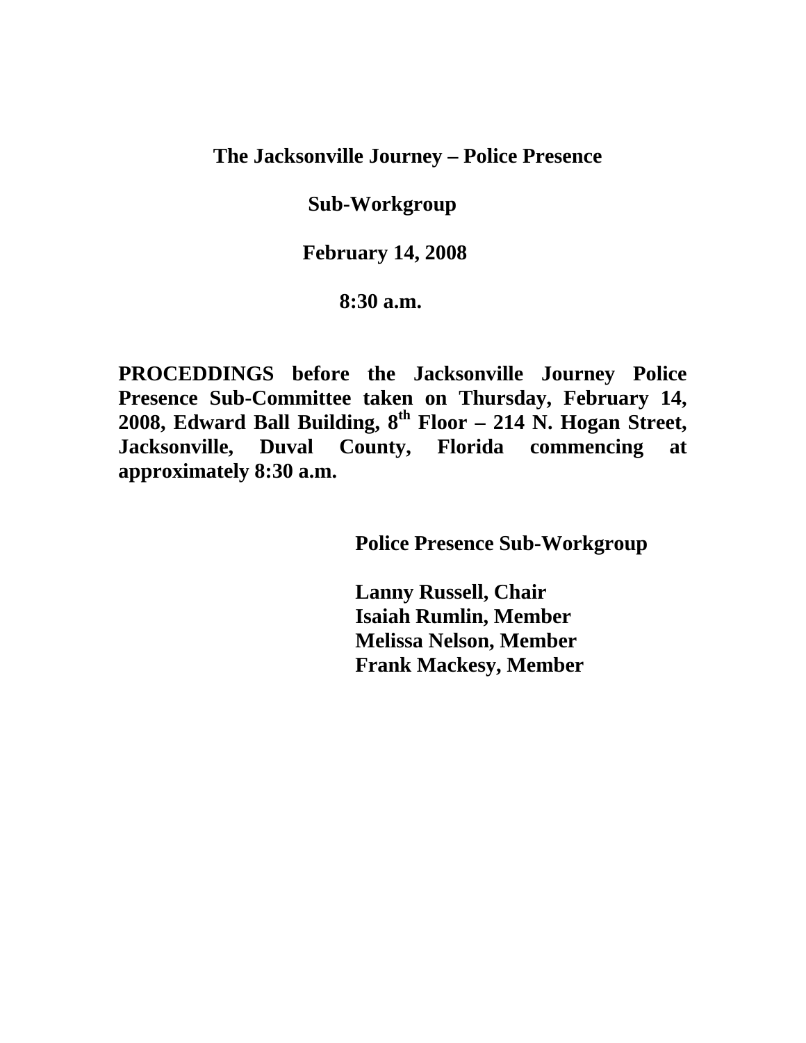**The Jacksonville Journey – Police Presence**

**Sub-Workgroup**

**February 14, 2008**

**8:30 a.m.**

**PROCEDDINGS before the Jacksonville Journey Police Presence Sub-Committee taken on Thursday, February 14, 2008, Edward Ball Building, 8th Floor – 214 N. Hogan Street, Jacksonville, Duval County, Florida commencing at approximately 8:30 a.m.**

**Police Presence Sub-Workgroup**

**Lanny Russell, Chair**
**Isaiah Rumlin, Member**
**Melissa Nelson, Member**
**Frank Mackesy, Member**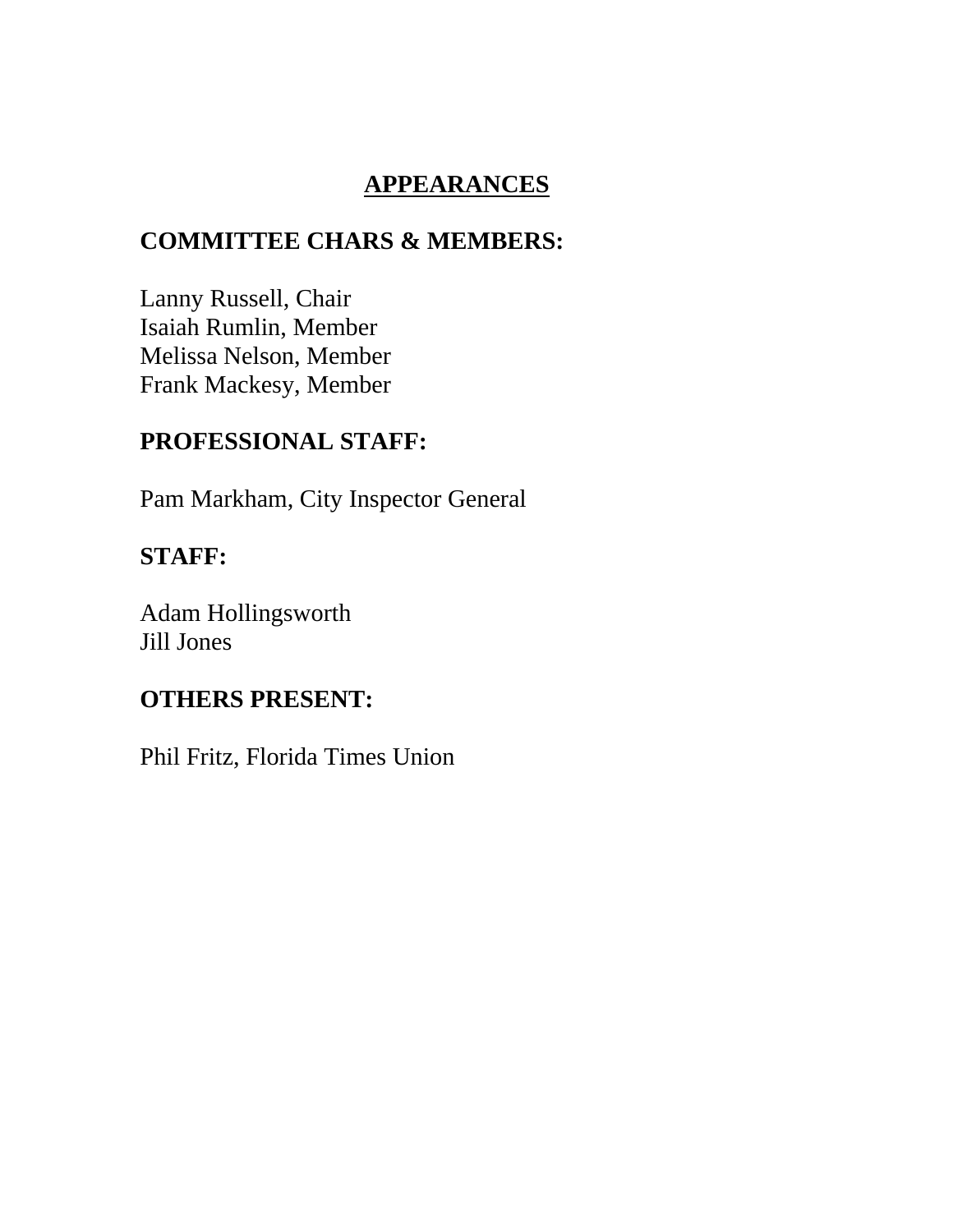# APPEARANCES

## COMMITTEE CHARS & MEMBERS:

Lanny Russell, Chair
Isaiah Rumlin, Member
Melissa Nelson, Member
Frank Mackesy, Member

## PROFESSIONAL STAFF:

Pam Markham, City Inspector General

## STAFF:

Adam Hollingsworth
Jill Jones

## OTHERS PRESENT:

Phil Fritz, Florida Times Union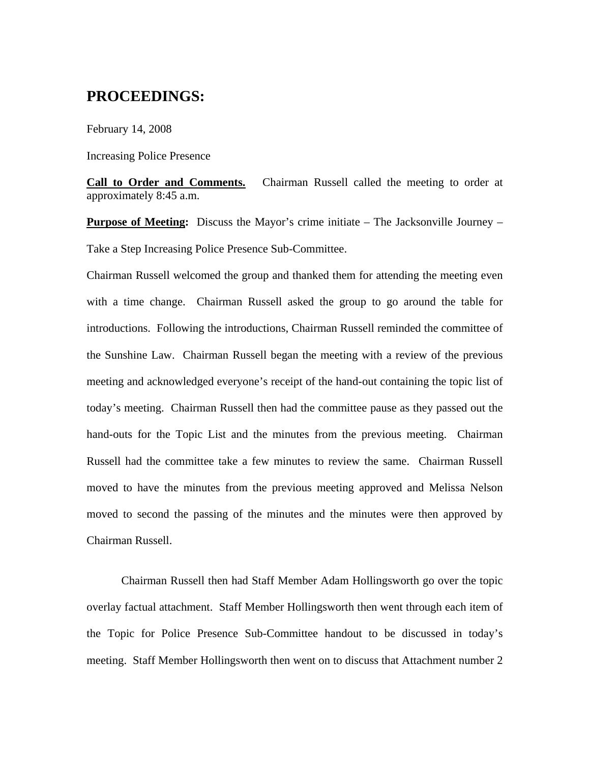# PROCEEDINGS:

February 14, 2008

Increasing Police Presence

**Call to Order and Comments.** Chairman Russell called the meeting to order at approximately 8:45 a.m.

**Purpose of Meeting:** Discuss the Mayor's crime initiate – The Jacksonville Journey – Take a Step Increasing Police Presence Sub-Committee.

Chairman Russell welcomed the group and thanked them for attending the meeting even with a time change. Chairman Russell asked the group to go around the table for introductions. Following the introductions, Chairman Russell reminded the committee of the Sunshine Law. Chairman Russell began the meeting with a review of the previous meeting and acknowledged everyone's receipt of the hand-out containing the topic list of today's meeting. Chairman Russell then had the committee pause as they passed out the hand-outs for the Topic List and the minutes from the previous meeting. Chairman Russell had the committee take a few minutes to review the same. Chairman Russell moved to have the minutes from the previous meeting approved and Melissa Nelson moved to second the passing of the minutes and the minutes were then approved by Chairman Russell.

Chairman Russell then had Staff Member Adam Hollingsworth go over the topic overlay factual attachment. Staff Member Hollingsworth then went through each item of the Topic for Police Presence Sub-Committee handout to be discussed in today's meeting. Staff Member Hollingsworth then went on to discuss that Attachment number 2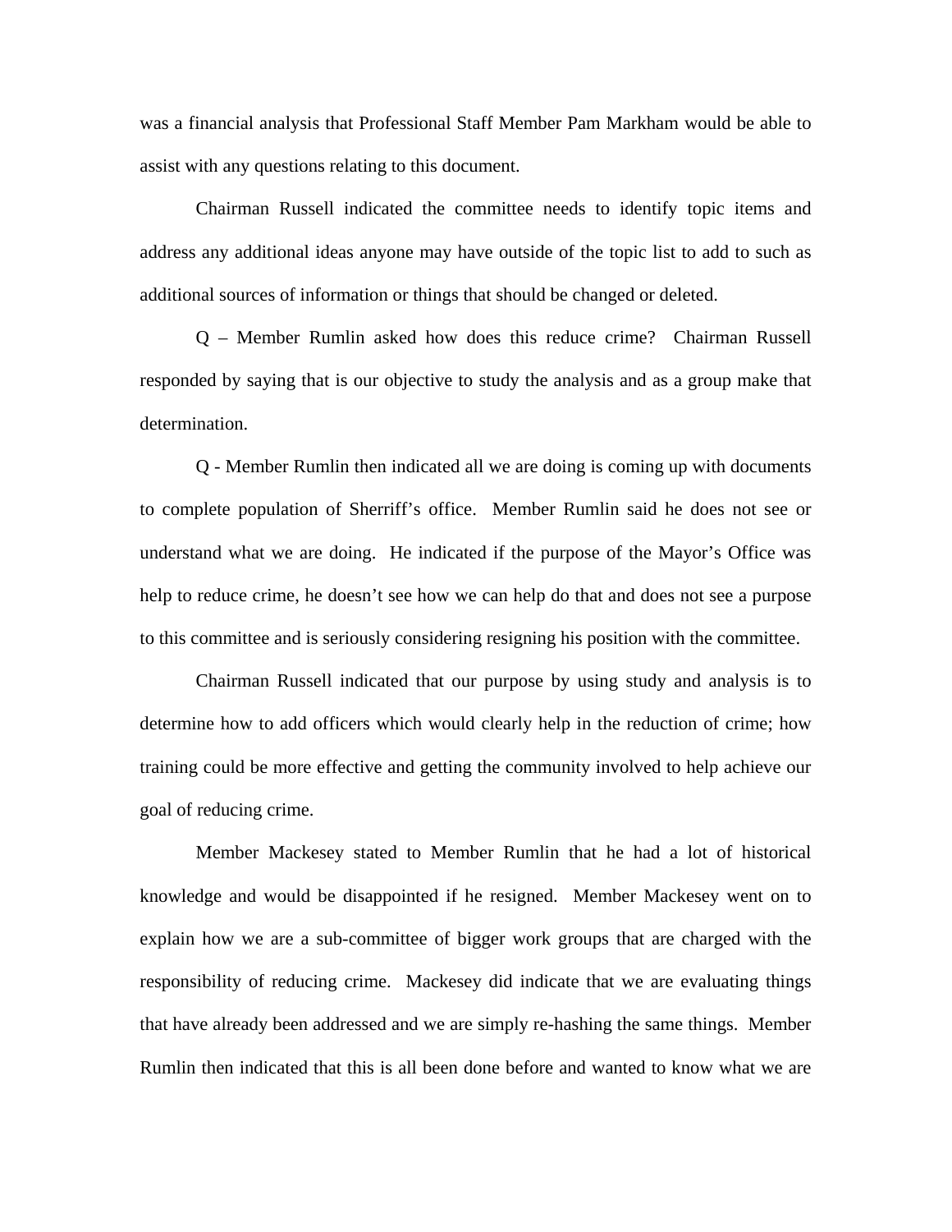was a financial analysis that Professional Staff Member Pam Markham would be able to assist with any questions relating to this document.

Chairman Russell indicated the committee needs to identify topic items and address any additional ideas anyone may have outside of the topic list to add to such as additional sources of information or things that should be changed or deleted.

Q – Member Rumlin asked how does this reduce crime? Chairman Russell responded by saying that is our objective to study the analysis and as a group make that determination.

Q - Member Rumlin then indicated all we are doing is coming up with documents to complete population of Sherriff's office. Member Rumlin said he does not see or understand what we are doing. He indicated if the purpose of the Mayor's Office was help to reduce crime, he doesn't see how we can help do that and does not see a purpose to this committee and is seriously considering resigning his position with the committee.

Chairman Russell indicated that our purpose by using study and analysis is to determine how to add officers which would clearly help in the reduction of crime; how training could be more effective and getting the community involved to help achieve our goal of reducing crime.

Member Mackesey stated to Member Rumlin that he had a lot of historical knowledge and would be disappointed if he resigned. Member Mackesey went on to explain how we are a sub-committee of bigger work groups that are charged with the responsibility of reducing crime. Mackesey did indicate that we are evaluating things that have already been addressed and we are simply re-hashing the same things. Member Rumlin then indicated that this is all been done before and wanted to know what we are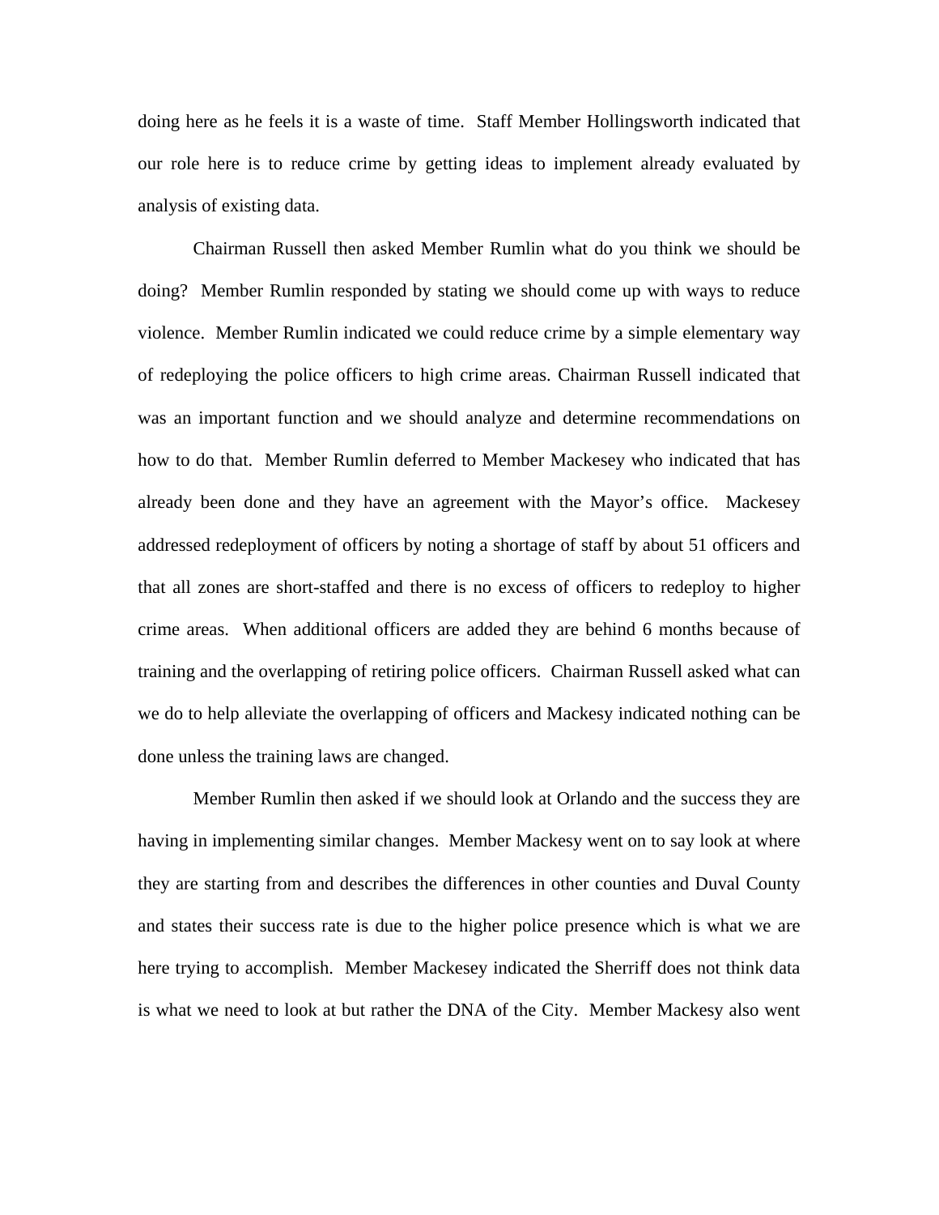doing here as he feels it is a waste of time. Staff Member Hollingsworth indicated that our role here is to reduce crime by getting ideas to implement already evaluated by analysis of existing data.

Chairman Russell then asked Member Rumlin what do you think we should be doing? Member Rumlin responded by stating we should come up with ways to reduce violence. Member Rumlin indicated we could reduce crime by a simple elementary way of redeploying the police officers to high crime areas. Chairman Russell indicated that was an important function and we should analyze and determine recommendations on how to do that. Member Rumlin deferred to Member Mackesey who indicated that has already been done and they have an agreement with the Mayor's office. Mackesey addressed redeployment of officers by noting a shortage of staff by about 51 officers and that all zones are short-staffed and there is no excess of officers to redeploy to higher crime areas. When additional officers are added they are behind 6 months because of training and the overlapping of retiring police officers. Chairman Russell asked what can we do to help alleviate the overlapping of officers and Mackesy indicated nothing can be done unless the training laws are changed.

Member Rumlin then asked if we should look at Orlando and the success they are having in implementing similar changes. Member Mackesy went on to say look at where they are starting from and describes the differences in other counties and Duval County and states their success rate is due to the higher police presence which is what we are here trying to accomplish. Member Mackesey indicated the Sherriff does not think data is what we need to look at but rather the DNA of the City. Member Mackesy also went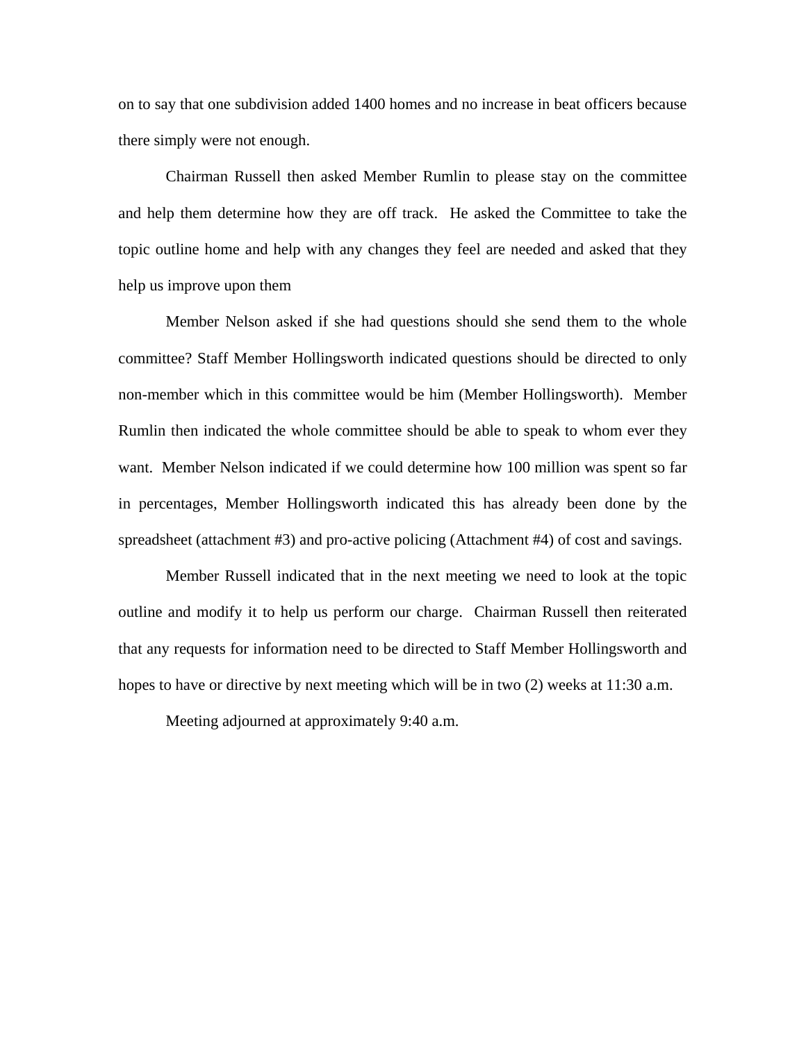on to say that one subdivision added 1400 homes and no increase in beat officers because there simply were not enough.

Chairman Russell then asked Member Rumlin to please stay on the committee and help them determine how they are off track. He asked the Committee to take the topic outline home and help with any changes they feel are needed and asked that they help us improve upon them

Member Nelson asked if she had questions should she send them to the whole committee? Staff Member Hollingsworth indicated questions should be directed to only non-member which in this committee would be him (Member Hollingsworth). Member Rumlin then indicated the whole committee should be able to speak to whom ever they want. Member Nelson indicated if we could determine how 100 million was spent so far in percentages, Member Hollingsworth indicated this has already been done by the spreadsheet (attachment #3) and pro-active policing (Attachment #4) of cost and savings.

Member Russell indicated that in the next meeting we need to look at the topic outline and modify it to help us perform our charge. Chairman Russell then reiterated that any requests for information need to be directed to Staff Member Hollingsworth and hopes to have or directive by next meeting which will be in two (2) weeks at 11:30 a.m.

Meeting adjourned at approximately 9:40 a.m.